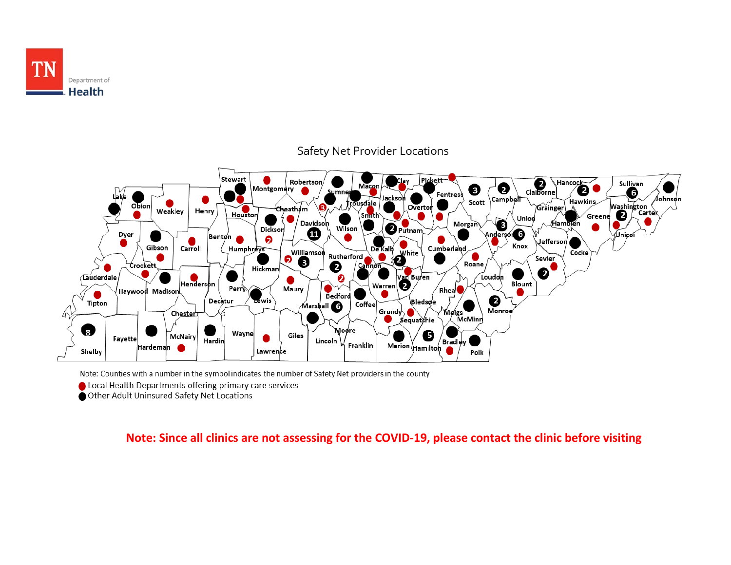TN Department of Health

# Safety Net Provider Locations

Note: Counties with a number in the symbol indicates the number of Safety Net providers in the county

- Local Health Departments offering primary care services
- Other Adult Uninsured Safety Net Locations

**Note: Since all clinics are not assessing for the COVID-19, please contact the clinic before visiting**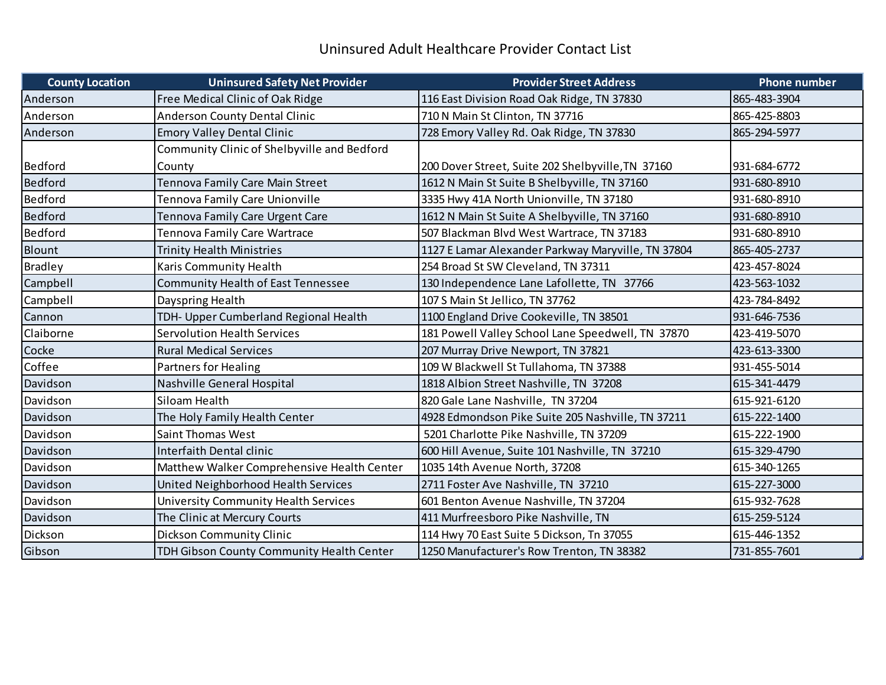# Uninsured Adult Healthcare Provider Contact List

| County Location | Uninsured Safety Net Provider | Provider Street Address | Phone number |
|---|---|---|---|
| Anderson | Free Medical Clinic of Oak Ridge | 116 East Division Road Oak Ridge, TN 37830 | 865-483-3904 |
| Anderson | Anderson County Dental Clinic | 710 N Main St Clinton, TN 37716 | 865-425-8803 |
| Anderson | Emory Valley Dental Clinic | 728 Emory Valley Rd. Oak Ridge, TN 37830 | 865-294-5977 |
| Bedford | Community Clinic of Shelbyville and Bedford County | 200 Dover Street, Suite 202 Shelbyville,TN 37160 | 931-684-6772 |
| Bedford | Tennova Family Care Main Street | 1612 N Main St Suite B Shelbyville, TN 37160 | 931-680-8910 |
| Bedford | Tennova Family Care Unionville | 3335 Hwy 41A North Unionville, TN 37180 | 931-680-8910 |
| Bedford | Tennova Family Care Urgent Care | 1612 N Main St Suite A Shelbyville, TN 37160 | 931-680-8910 |
| Bedford | Tennova Family Care Wartrace | 507 Blackman Blvd West Wartrace, TN 37183 | 931-680-8910 |
| Blount | Trinity Health Ministries | 1127 E Lamar Alexander Parkway Maryville, TN 37804 | 865-405-2737 |
| Bradley | Karis Community Health | 254 Broad St SW Cleveland, TN 37311 | 423-457-8024 |
| Campbell | Community Health of East Tennessee | 130 Independence Lane Lafollette, TN 37766 | 423-563-1032 |
| Campbell | Dayspring Health | 107 S Main St Jellico, TN 37762 | 423-784-8492 |
| Cannon | TDH- Upper Cumberland Regional Health | 1100 England Drive Cookeville, TN 38501 | 931-646-7536 |
| Claiborne | Servolution Health Services | 181 Powell Valley School Lane Speedwell, TN 37870 | 423-419-5070 |
| Cocke | Rural Medical Services | 207 Murray Drive Newport, TN 37821 | 423-613-3300 |
| Coffee | Partners for Healing | 109 W Blackwell St Tullahoma, TN 37388 | 931-455-5014 |
| Davidson | Nashville General Hospital | 1818 Albion Street Nashville, TN 37208 | 615-341-4479 |
| Davidson | Siloam Health | 820 Gale Lane Nashville, TN 37204 | 615-921-6120 |
| Davidson | The Holy Family Health Center | 4928 Edmondson Pike Suite 205 Nashville, TN 37211 | 615-222-1400 |
| Davidson | Saint Thomas West | 5201 Charlotte Pike Nashville, TN 37209 | 615-222-1900 |
| Davidson | Interfaith Dental clinic | 600 Hill Avenue, Suite 101 Nashville, TN 37210 | 615-329-4790 |
| Davidson | Matthew Walker Comprehensive Health Center | 1035 14th Avenue North, 37208 | 615-340-1265 |
| Davidson | United Neighborhood Health Services | 2711 Foster Ave Nashville, TN 37210 | 615-227-3000 |
| Davidson | University Community Health Services | 601 Benton Avenue Nashville, TN 37204 | 615-932-7628 |
| Davidson | The Clinic at Mercury Courts | 411 Murfreesboro Pike Nashville, TN | 615-259-5124 |
| Dickson | Dickson Community Clinic | 114 Hwy 70 East Suite 5 Dickson, Tn 37055 | 615-446-1352 |
| Gibson | TDH Gibson County Community Health Center | 1250 Manufacturer's Row Trenton, TN 38382 | 731-855-7601 |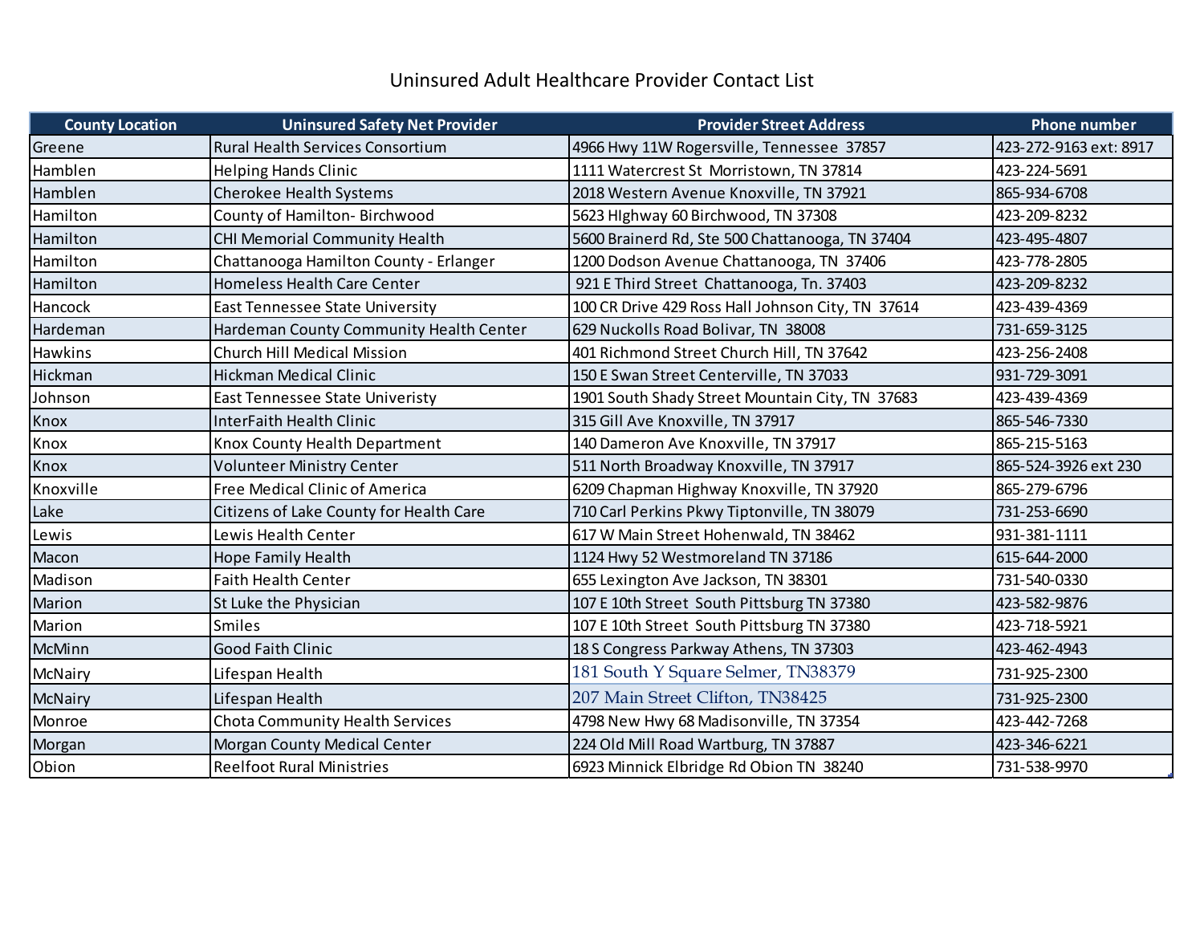Uninsured Adult Healthcare Provider Contact List

| County Location | Uninsured Safety Net Provider | Provider Street Address | Phone number |
|---|---|---|---|
| Greene | Rural Health Services Consortium | 4966 Hwy 11W Rogersville, Tennessee 37857 | 423-272-9163 ext: 8917 |
| Hamblen | Helping Hands Clinic | 1111 Watercrest St Morristown, TN 37814 | 423-224-5691 |
| Hamblen | Cherokee Health Systems | 2018 Western Avenue Knoxville, TN 37921 | 865-934-6708 |
| Hamilton | County of Hamilton- Birchwood | 5623 HIghway 60 Birchwood, TN 37308 | 423-209-8232 |
| Hamilton | CHI Memorial Community Health | 5600 Brainerd Rd, Ste 500 Chattanooga, TN 37404 | 423-495-4807 |
| Hamilton | Chattanooga Hamilton County - Erlanger | 1200 Dodson Avenue Chattanooga, TN 37406 | 423-778-2805 |
| Hamilton | Homeless Health Care Center | 921 E Third Street Chattanooga, Tn. 37403 | 423-209-8232 |
| Hancock | East Tennessee State University | 100 CR Drive 429 Ross Hall Johnson City, TN 37614 | 423-439-4369 |
| Hardeman | Hardeman County Community Health Center | 629 Nuckolls Road Bolivar, TN 38008 | 731-659-3125 |
| Hawkins | Church Hill Medical Mission | 401 Richmond Street Church Hill, TN 37642 | 423-256-2408 |
| Hickman | Hickman Medical Clinic | 150 E Swan Street Centerville, TN 37033 | 931-729-3091 |
| Johnson | East Tennessee State Univeristy | 1901 South Shady Street Mountain City, TN 37683 | 423-439-4369 |
| Knox | InterFaith Health Clinic | 315 Gill Ave Knoxville, TN 37917 | 865-546-7330 |
| Knox | Knox County Health Department | 140 Dameron Ave Knoxville, TN 37917 | 865-215-5163 |
| Knox | Volunteer Ministry Center | 511 North Broadway Knoxville, TN 37917 | 865-524-3926 ext 230 |
| Knoxville | Free Medical Clinic of America | 6209 Chapman Highway Knoxville, TN 37920 | 865-279-6796 |
| Lake | Citizens of Lake County for Health Care | 710 Carl Perkins Pkwy Tiptonville, TN 38079 | 731-253-6690 |
| Lewis | Lewis Health Center | 617 W Main Street Hohenwald, TN 38462 | 931-381-1111 |
| Macon | Hope Family Health | 1124 Hwy 52 Westmoreland TN 37186 | 615-644-2000 |
| Madison | Faith Health Center | 655 Lexington Ave Jackson, TN 38301 | 731-540-0330 |
| Marion | St Luke the Physician | 107 E 10th Street South Pittsburg TN 37380 | 423-582-9876 |
| Marion | Smiles | 107 E 10th Street South Pittsburg TN 37380 | 423-718-5921 |
| McMinn | Good Faith Clinic | 18 S Congress Parkway Athens, TN 37303 | 423-462-4943 |
| McNairy | Lifespan Health | 181 South Y Square Selmer, TN38379 | 731-925-2300 |
| McNairy | Lifespan Health | 207 Main Street Clifton, TN38425 | 731-925-2300 |
| Monroe | Chota Community Health Services | 4798 New Hwy 68 Madisonville, TN 37354 | 423-442-7268 |
| Morgan | Morgan County Medical Center | 224 Old Mill Road Wartburg, TN 37887 | 423-346-6221 |
| Obion | Reelfoot Rural Ministries | 6923 Minnick Elbridge Rd Obion TN 38240 | 731-538-9970 |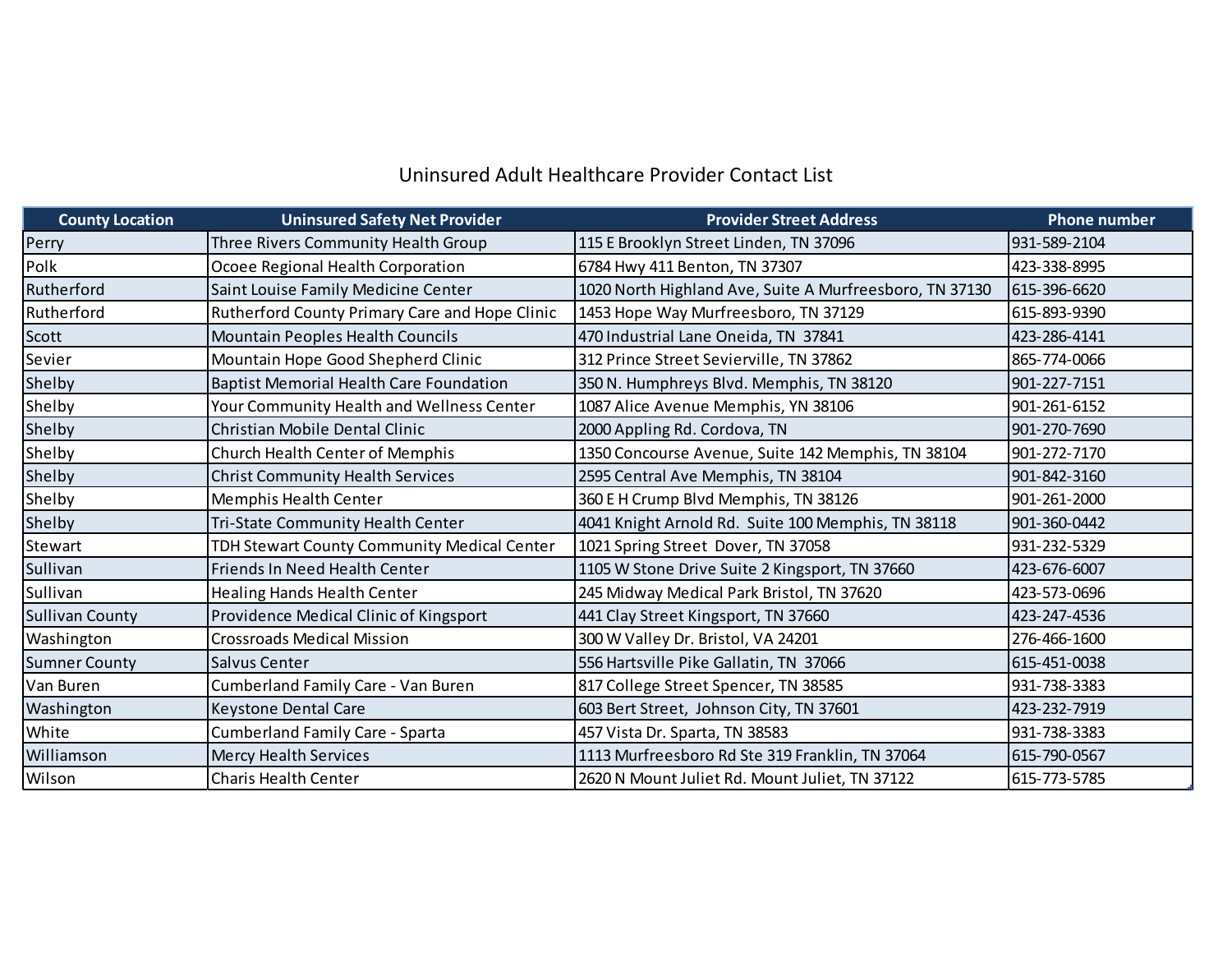Uninsured Adult Healthcare Provider Contact List

| County Location | Uninsured Safety Net Provider | Provider Street Address | Phone number |
|---|---|---|---|
| Perry | Three Rivers Community Health Group | 115 E Brooklyn Street Linden, TN 37096 | 931-589-2104 |
| Polk | Ocoee Regional Health Corporation | 6784 Hwy 411 Benton, TN 37307 | 423-338-8995 |
| Rutherford | Saint Louise Family Medicine Center | 1020 North Highland Ave, Suite A Murfreesboro, TN 37130 | 615-396-6620 |
| Rutherford | Rutherford County Primary Care and Hope Clinic | 1453 Hope Way Murfreesboro, TN 37129 | 615-893-9390 |
| Scott | Mountain Peoples Health Councils | 470 Industrial Lane Oneida, TN  37841 | 423-286-4141 |
| Sevier | Mountain Hope Good Shepherd Clinic | 312 Prince Street Sevierville, TN 37862 | 865-774-0066 |
| Shelby | Baptist Memorial Health Care Foundation | 350 N. Humphreys Blvd. Memphis, TN 38120 | 901-227-7151 |
| Shelby | Your Community Health and Wellness Center | 1087 Alice Avenue Memphis, YN 38106 | 901-261-6152 |
| Shelby | Christian Mobile Dental Clinic | 2000 Appling Rd. Cordova, TN | 901-270-7690 |
| Shelby | Church Health Center of Memphis | 1350 Concourse Avenue, Suite 142 Memphis, TN 38104 | 901-272-7170 |
| Shelby | Christ Community Health Services | 2595 Central Ave Memphis, TN 38104 | 901-842-3160 |
| Shelby | Memphis Health Center | 360 E H Crump Blvd Memphis, TN 38126 | 901-261-2000 |
| Shelby | Tri-State Community Health Center | 4041 Knight Arnold Rd.  Suite 100 Memphis, TN 38118 | 901-360-0442 |
| Stewart | TDH Stewart County Community Medical Center | 1021 Spring Street  Dover, TN 37058 | 931-232-5329 |
| Sullivan | Friends In Need Health Center | 1105 W Stone Drive Suite 2 Kingsport, TN 37660 | 423-676-6007 |
| Sullivan | Healing Hands Health Center | 245 Midway Medical Park Bristol, TN 37620 | 423-573-0696 |
| Sullivan County | Providence Medical Clinic of Kingsport | 441 Clay Street Kingsport, TN 37660 | 423-247-4536 |
| Washington | Crossroads Medical Mission | 300 W Valley Dr. Bristol, VA 24201 | 276-466-1600 |
| Sumner County | Salvus Center | 556 Hartsville Pike Gallatin, TN  37066 | 615-451-0038 |
| Van Buren | Cumberland Family Care - Van Buren | 817 College Street Spencer, TN 38585 | 931-738-3383 |
| Washington | Keystone Dental Care | 603 Bert Street,  Johnson City, TN 37601 | 423-232-7919 |
| White | Cumberland Family Care - Sparta | 457 Vista Dr. Sparta, TN 38583 | 931-738-3383 |
| Williamson | Mercy Health Services | 1113 Murfreesboro Rd Ste 319 Franklin, TN 37064 | 615-790-0567 |
| Wilson | Charis Health Center | 2620 N Mount Juliet Rd. Mount Juliet, TN 37122 | 615-773-5785 |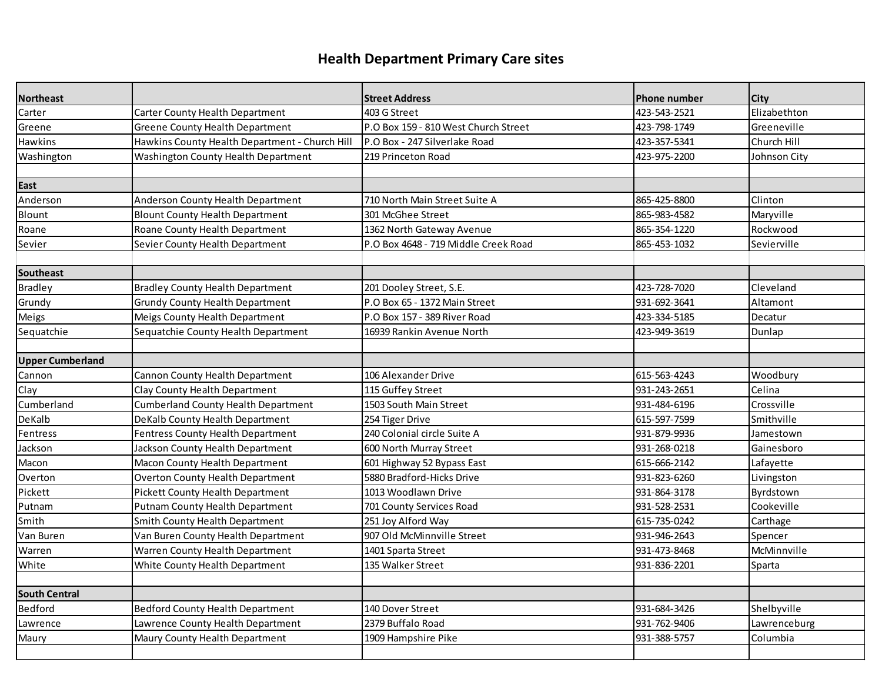# Health Department Primary Care sites

| Northeast | | Street Address | Phone number | City |
|---|---|---|---|---|
| Carter | Carter County Health Department | 403 G Street | 423-543-2521 | Elizabethton |
| Greene | Greene County Health Department | P.O Box 159 - 810 West Church Street | 423-798-1749 | Greeneville |
| Hawkins | Hawkins County Health Department - Church Hill | P.O Box - 247 Silverlake Road | 423-357-5341 | Church Hill |
| Washington | Washington County Health Department | 219 Princeton Road | 423-975-2200 | Johnson City |
| | | | | |
| **East** | | | | |
| Anderson | Anderson County Health Department | 710 North Main Street Suite A | 865-425-8800 | Clinton |
| Blount | Blount County Health Department | 301 McGhee Street | 865-983-4582 | Maryville |
| Roane | Roane County Health Department | 1362 North Gateway Avenue | 865-354-1220 | Rockwood |
| Sevier | Sevier County Health Department | P.O Box 4648 - 719 Middle Creek Road | 865-453-1032 | Sevierville |
| | | | | |
| **Southeast** | | | | |
| Bradley | Bradley County Health Department | 201 Dooley Street, S.E. | 423-728-7020 | Cleveland |
| Grundy | Grundy County Health Department | P.O Box 65 - 1372 Main Street | 931-692-3641 | Altamont |
| Meigs | Meigs County Health Department | P.O Box 157 - 389 River Road | 423-334-5185 | Decatur |
| Sequatchie | Sequatchie County Health Department | 16939 Rankin Avenue North | 423-949-3619 | Dunlap |
| | | | | |
| **Upper Cumberland** | | | | |
| Cannon | Cannon County Health Department | 106 Alexander Drive | 615-563-4243 | Woodbury |
| Clay | Clay County Health Department | 115 Guffey Street | 931-243-2651 | Celina |
| Cumberland | Cumberland County Health Department | 1503 South Main Street | 931-484-6196 | Crossville |
| DeKalb | DeKalb County Health Department | 254 Tiger Drive | 615-597-7599 | Smithville |
| Fentress | Fentress County Health Department | 240 Colonial circle Suite A | 931-879-9936 | Jamestown |
| Jackson | Jackson County Health Department | 600 North Murray Street | 931-268-0218 | Gainesboro |
| Macon | Macon County Health Department | 601 Highway 52 Bypass East | 615-666-2142 | Lafayette |
| Overton | Overton County Health Department | 5880 Bradford-Hicks Drive | 931-823-6260 | Livingston |
| Pickett | Pickett County Health Department | 1013 Woodlawn Drive | 931-864-3178 | Byrdstown |
| Putnam | Putnam County Health Department | 701 County Services Road | 931-528-2531 | Cookeville |
| Smith | Smith County Health Department | 251 Joy Alford Way | 615-735-0242 | Carthage |
| Van Buren | Van Buren County Health Department | 907 Old McMinnville Street | 931-946-2643 | Spencer |
| Warren | Warren County Health Department | 1401 Sparta Street | 931-473-8468 | McMinnville |
| White | White County Health Department | 135 Walker Street | 931-836-2201 | Sparta |
| | | | | |
| **South Central** | | | | |
| Bedford | Bedford County Health Department | 140 Dover Street | 931-684-3426 | Shelbyville |
| Lawrence | Lawrence County Health Department | 2379 Buffalo Road | 931-762-9406 | Lawrenceburg |
| Maury | Maury County Health Department | 1909 Hampshire Pike | 931-388-5757 | Columbia |
| | | | | |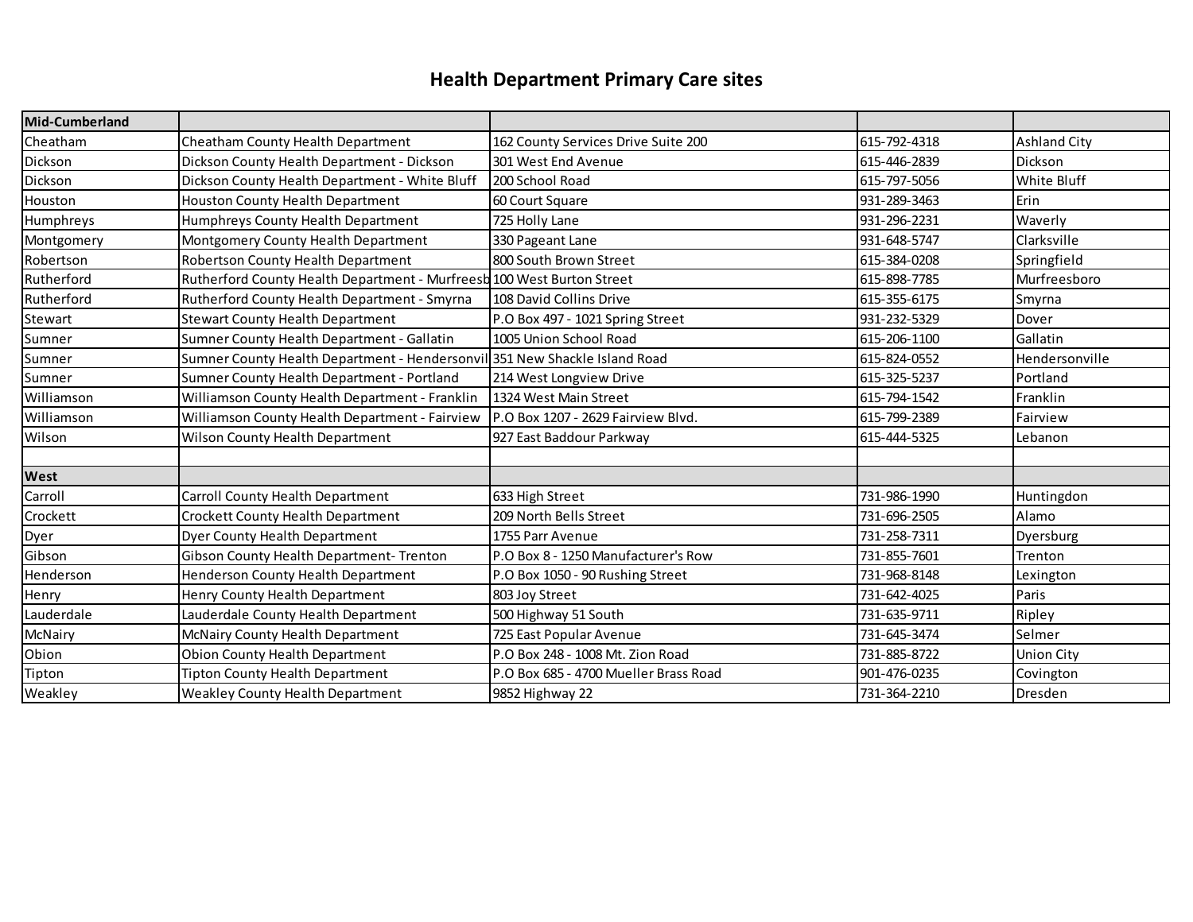# Health Department Primary Care sites

| | | | | |
|---|---|---|---|---|
| **Mid-Cumberland** | | | | |
| Cheatham | Cheatham County Health Department | 162 County Services Drive Suite 200 | 615-792-4318 | Ashland City |
| Dickson | Dickson County Health Department - Dickson | 301 West End Avenue | 615-446-2839 | Dickson |
| Dickson | Dickson County Health Department - White Bluff | 200 School Road | 615-797-5056 | White Bluff |
| Houston | Houston County Health Department | 60 Court Square | 931-289-3463 | Erin |
| Humphreys | Humphreys County Health Department | 725 Holly Lane | 931-296-2231 | Waverly |
| Montgomery | Montgomery County Health Department | 330 Pageant Lane | 931-648-5747 | Clarksville |
| Robertson | Robertson County Health Department | 800 South Brown Street | 615-384-0208 | Springfield |
| Rutherford | Rutherford County Health Department - Murfreesb | 100 West Burton Street | 615-898-7785 | Murfreesboro |
| Rutherford | Rutherford County Health Department - Smyrna | 108 David Collins Drive | 615-355-6175 | Smyrna |
| Stewart | Stewart County Health Department | P.O Box 497 - 1021 Spring Street | 931-232-5329 | Dover |
| Sumner | Sumner County Health Department - Gallatin | 1005 Union School Road | 615-206-1100 | Gallatin |
| Sumner | Sumner County Health Department - Hendersonvil | 351 New Shackle Island Road | 615-824-0552 | Hendersonville |
| Sumner | Sumner County Health Department - Portland | 214 West Longview Drive | 615-325-5237 | Portland |
| Williamson | Williamson County Health Department - Franklin | 1324 West Main Street | 615-794-1542 | Franklin |
| Williamson | Williamson County Health Department - Fairview | P.O Box 1207 - 2629 Fairview Blvd. | 615-799-2389 | Fairview |
| Wilson | Wilson County Health Department | 927 East Baddour Parkway | 615-444-5325 | Lebanon |
| | | | | |
| **West** | | | | |
| Carroll | Carroll County Health Department | 633 High Street | 731-986-1990 | Huntingdon |
| Crockett | Crockett County Health Department | 209 North Bells Street | 731-696-2505 | Alamo |
| Dyer | Dyer County Health Department | 1755 Parr Avenue | 731-258-7311 | Dyersburg |
| Gibson | Gibson County Health Department- Trenton | P.O Box 8 - 1250 Manufacturer's Row | 731-855-7601 | Trenton |
| Henderson | Henderson County Health Department | P.O Box 1050 - 90 Rushing Street | 731-968-8148 | Lexington |
| Henry | Henry County Health Department | 803 Joy Street | 731-642-4025 | Paris |
| Lauderdale | Lauderdale County Health Department | 500 Highway 51 South | 731-635-9711 | Ripley |
| McNairy | McNairy County Health Department | 725 East Popular Avenue | 731-645-3474 | Selmer |
| Obion | Obion County Health Department | P.O Box 248 - 1008 Mt. Zion Road | 731-885-8722 | Union City |
| Tipton | Tipton County Health Department | P.O Box 685 - 4700 Mueller Brass Road | 901-476-0235 | Covington |
| Weakley | Weakley County Health Department | 9852 Highway 22 | 731-364-2210 | Dresden |